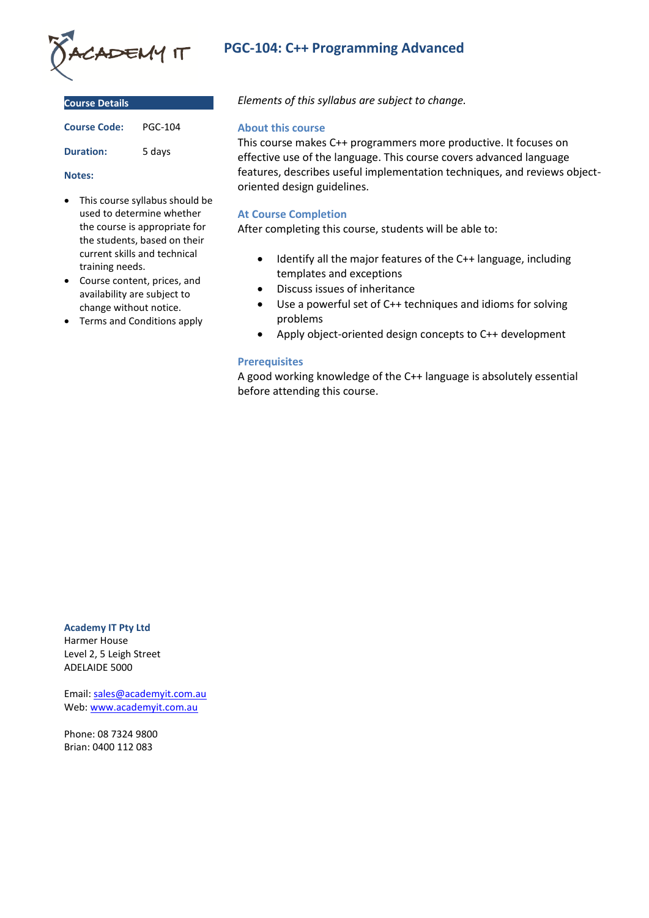# PGC-104: C++ Programming Advanced

## Course Details

**Course Code:** PGC-104

**Duration:** 5 days

**Notes:**

- This course syllabus should be used to determine whether the course is appropriate for the students, based on their current skills and technical training needs.
- Course content, prices, and availability are subject to change without notice.
- Terms and Conditions apply

*Elements of this syllabus are subject to change.*

## About this course

This course makes C++ programmers more productive. It focuses on effective use of the language. This course covers advanced language features, describes useful implementation techniques, and reviews object-oriented design guidelines.

## At Course Completion

After completing this course, students will be able to:

- Identify all the major features of the C++ language, including templates and exceptions
- Discuss issues of inheritance
- Use a powerful set of C++ techniques and idioms for solving problems
- Apply object-oriented design concepts to C++ development

## Prerequisites

A good working knowledge of the C++ language is absolutely essential before attending this course.

**Academy IT Pty Ltd**
Harmer House
Level 2, 5 Leigh Street
ADELAIDE 5000

Email: sales@academyit.com.au
Web: www.academyit.com.au

Phone: 08 7324 9800
Brian: 0400 112 083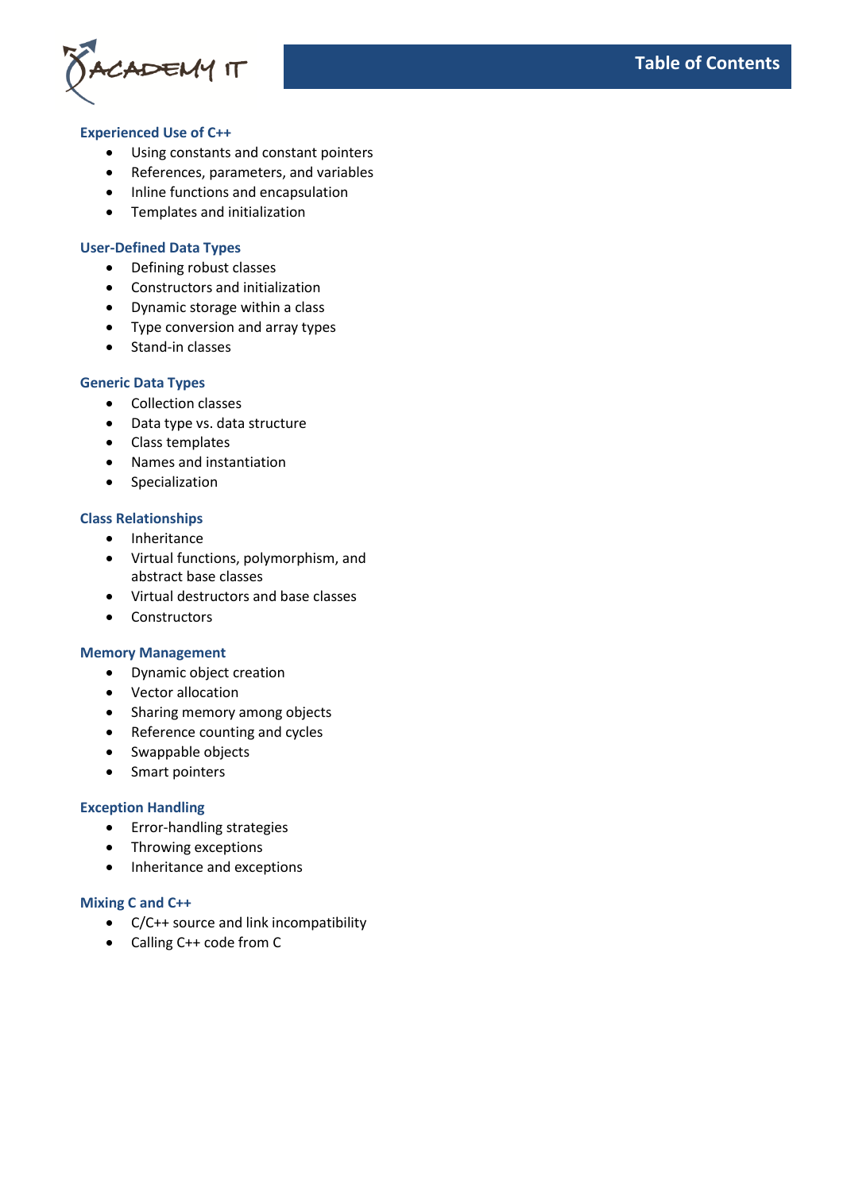# Table of Contents

### Experienced Use of C++

- Using constants and constant pointers
- References, parameters, and variables
- Inline functions and encapsulation
- Templates and initialization

### User-Defined Data Types

- Defining robust classes
- Constructors and initialization
- Dynamic storage within a class
- Type conversion and array types
- Stand-in classes

### Generic Data Types

- Collection classes
- Data type vs. data structure
- Class templates
- Names and instantiation
- Specialization

### Class Relationships

- Inheritance
- Virtual functions, polymorphism, and abstract base classes
- Virtual destructors and base classes
- Constructors

### Memory Management

- Dynamic object creation
- Vector allocation
- Sharing memory among objects
- Reference counting and cycles
- Swappable objects
- Smart pointers

### Exception Handling

- Error-handling strategies
- Throwing exceptions
- Inheritance and exceptions

### Mixing C and C++

- C/C++ source and link incompatibility
- Calling C++ code from C